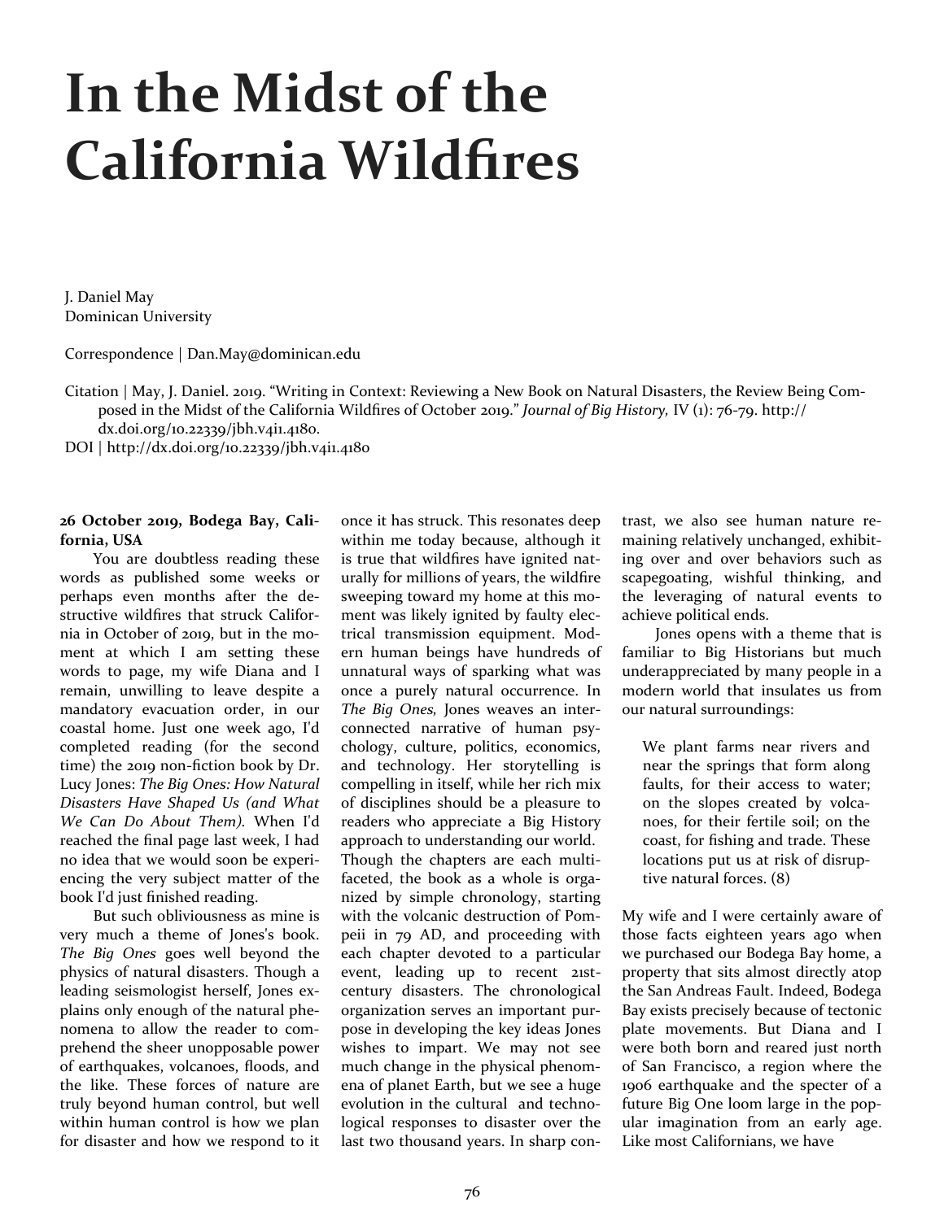# In the Midst of the California Wildfires

J. Daniel May
Dominican University

Correspondence | Dan.May@dominican.edu

Citation | May, J. Daniel. 2019. "Writing in Context: Reviewing a New Book on Natural Disasters, the Review Being Composed in the Midst of the California Wildfires of October 2019." *Journal of Big History,* IV (1): 76-79. http://dx.doi.org/10.22339/jbh.v4i1.4180.
DOI | http://dx.doi.org/10.22339/jbh.v4i1.4180

**26 October 2019, Bodega Bay, California, USA**

You are doubtless reading these words as published some weeks or perhaps even months after the destructive wildfires that struck California in October of 2019, but in the moment at which I am setting these words to page, my wife Diana and I remain, unwilling to leave despite a mandatory evacuation order, in our coastal home. Just one week ago, I'd completed reading (for the second time) the 2019 non-fiction book by Dr. Lucy Jones: *The Big Ones: How Natural Disasters Have Shaped Us (and What We Can Do About Them).* When I'd reached the final page last week, I had no idea that we would soon be experiencing the very subject matter of the book I'd just finished reading.

But such obliviousness as mine is very much a theme of Jones's book. *The Big Ones* goes well beyond the physics of natural disasters. Though a leading seismologist herself, Jones explains only enough of the natural phenomena to allow the reader to comprehend the sheer unopposable power of earthquakes, volcanoes, floods, and the like. These forces of nature are truly beyond human control, but well within human control is how we plan for disaster and how we respond to it once it has struck. This resonates deep within me today because, although it is true that wildfires have ignited naturally for millions of years, the wildfire sweeping toward my home at this moment was likely ignited by faulty electrical transmission equipment. Modern human beings have hundreds of unnatural ways of sparking what was once a purely natural occurrence. In *The Big Ones,* Jones weaves an interconnected narrative of human psychology, culture, politics, economics, and technology. Her storytelling is compelling in itself, while her rich mix of disciplines should be a pleasure to readers who appreciate a Big History approach to understanding our world. Though the chapters are each multifaceted, the book as a whole is organized by simple chronology, starting with the volcanic destruction of Pompeii in 79 AD, and proceeding with each chapter devoted to a particular event, leading up to recent 21st-century disasters. The chronological organization serves an important purpose in developing the key ideas Jones wishes to impart. We may not see much change in the physical phenomena of planet Earth, but we see a huge evolution in the cultural and technological responses to disaster over the last two thousand years. In sharp contrast, we also see human nature remaining relatively unchanged, exhibiting over and over behaviors such as scapegoating, wishful thinking, and the leveraging of natural events to achieve political ends.

Jones opens with a theme that is familiar to Big Historians but much underappreciated by many people in a modern world that insulates us from our natural surroundings:

> We plant farms near rivers and near the springs that form along faults, for their access to water; on the slopes created by volcanoes, for their fertile soil; on the coast, for fishing and trade. These locations put us at risk of disruptive natural forces. (8)

My wife and I were certainly aware of those facts eighteen years ago when we purchased our Bodega Bay home, a property that sits almost directly atop the San Andreas Fault. Indeed, Bodega Bay exists precisely because of tectonic plate movements. But Diana and I were both born and reared just north of San Francisco, a region where the 1906 earthquake and the specter of a future Big One loom large in the popular imagination from an early age. Like most Californians, we have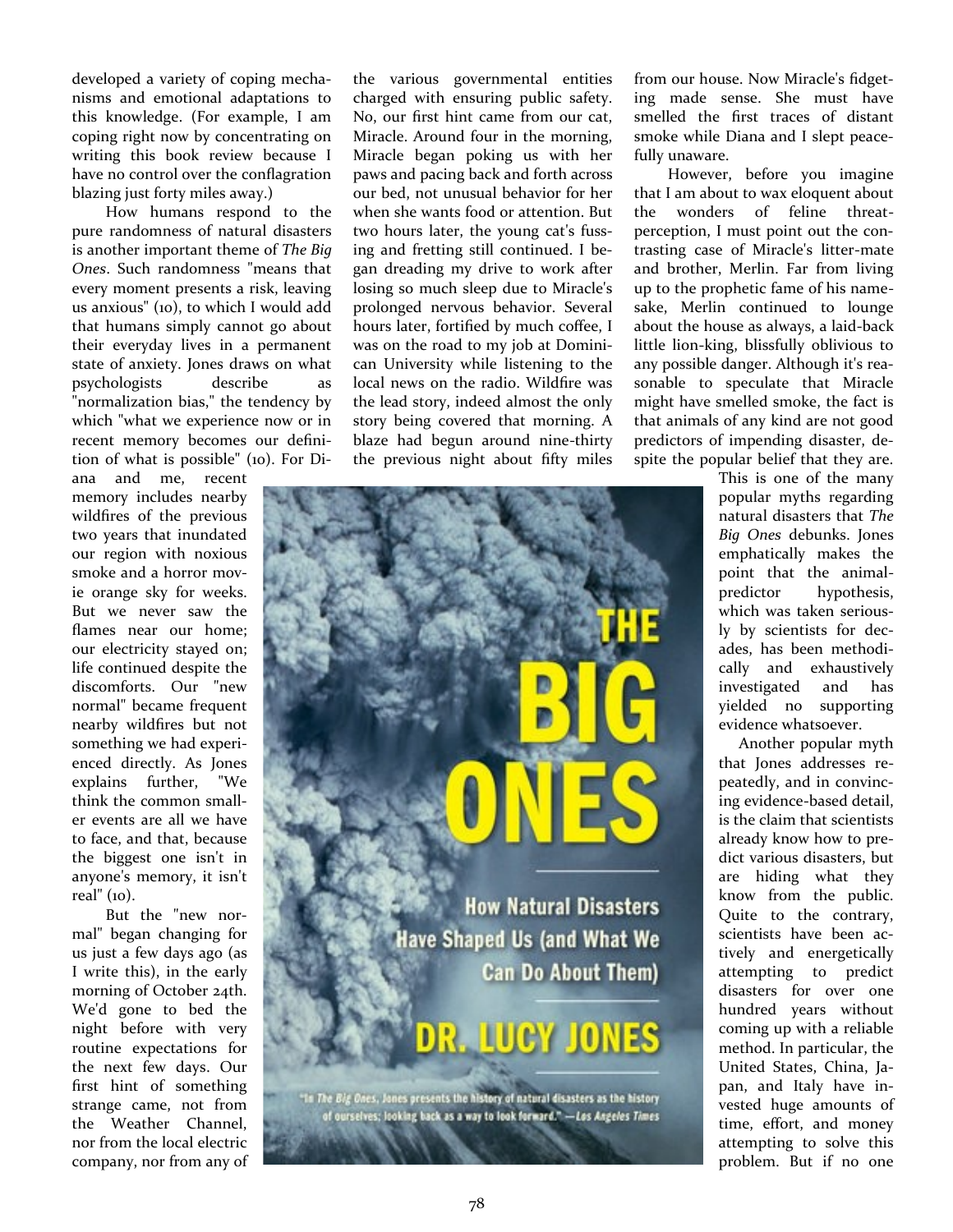developed a variety of coping mechanisms and emotional adaptations to this knowledge. (For example, I am coping right now by concentrating on writing this book review because I have no control over the conflagration blazing just forty miles away.)

How humans respond to the pure randomness of natural disasters is another important theme of *The Big Ones*. Such randomness "means that every moment presents a risk, leaving us anxious" (10), to which I would add that humans simply cannot go about their everyday lives in a permanent state of anxiety. Jones draws on what psychologists describe as "normalization bias," the tendency by which "what we experience now or in recent memory becomes our definition of what is possible" (10). For Diana and me, recent memory includes nearby wildfires of the previous two years that inundated our region with noxious smoke and a horror movie orange sky for weeks. But we never saw the flames near our home; our electricity stayed on; life continued despite the discomforts. Our "new normal" became frequent nearby wildfires but not something we had experienced directly. As Jones explains further, "We think the common smaller events are all we have to face, and that, because the biggest one isn't in anyone's memory, it isn't real" (10).

But the "new normal" began changing for us just a few days ago (as I write this), in the early morning of October 24th. We'd gone to bed the night before with very routine expectations for the next few days. Our first hint of something strange came, not from the Weather Channel, nor from the local electric company, nor from any of the various governmental entities charged with ensuring public safety. No, our first hint came from our cat, Miracle. Around four in the morning, Miracle began poking us with her paws and pacing back and forth across our bed, not unusual behavior for her when she wants food or attention. But two hours later, the young cat's fussing and fretting still continued. I began dreading my drive to work after losing so much sleep due to Miracle's prolonged nervous behavior. Several hours later, fortified by much coffee, I was on the road to my job at Dominican University while listening to the local news on the radio. Wildfire was the lead story, indeed almost the only story being covered that morning. A blaze had begun around nine-thirty the previous night about fifty miles from our house. Now Miracle's fidgeting made sense. She must have smelled the first traces of distant smoke while Diana and I slept peacefully unaware.

However, before you imagine that I am about to wax eloquent about the wonders of feline threat-perception, I must point out the contrasting case of Miracle's litter-mate and brother, Merlin. Far from living up to the prophetic fame of his namesake, Merlin continued to lounge about the house as always, a laid-back little lion-king, blissfully oblivious to any possible danger. Although it's reasonable to speculate that Miracle might have smelled smoke, the fact is that animals of any kind are not good predictors of impending disaster, despite the popular belief that they are. This is one of the many popular myths regarding natural disasters that *The Big Ones* debunks. Jones emphatically makes the point that the animal-predictor hypothesis, which was taken seriously by scientists for decades, has been methodically and exhaustively investigated and has yielded no supporting evidence whatsoever.

Another popular myth that Jones addresses repeatedly, and in convincing evidence-based detail, is the claim that scientists already know how to predict various disasters, but are hiding what they know from the public. Quite to the contrary, scientists have been actively and energetically attempting to predict disasters for over one hundred years without coming up with a reliable method. In particular, the United States, China, Japan, and Italy have invested huge amounts of time, effort, and money attempting to solve this problem. But if no one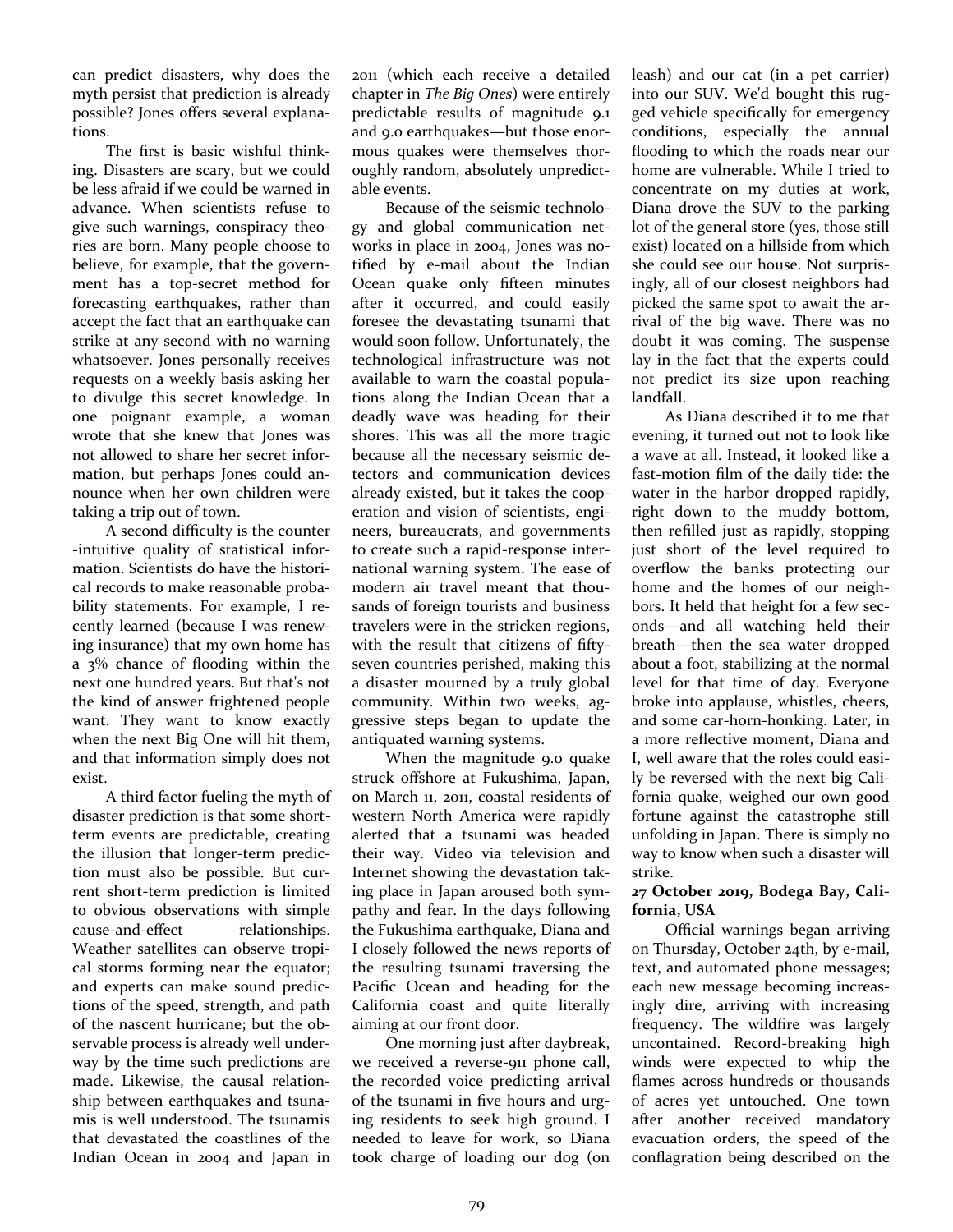can predict disasters, why does the myth persist that prediction is already possible? Jones offers several explanations.

The first is basic wishful thinking. Disasters are scary, but we could be less afraid if we could be warned in advance. When scientists refuse to give such warnings, conspiracy theories are born. Many people choose to believe, for example, that the government has a top-secret method for forecasting earthquakes, rather than accept the fact that an earthquake can strike at any second with no warning whatsoever. Jones personally receives requests on a weekly basis asking her to divulge this secret knowledge. In one poignant example, a woman wrote that she knew that Jones was not allowed to share her secret information, but perhaps Jones could announce when her own children were taking a trip out of town.

A second difficulty is the counter-intuitive quality of statistical information. Scientists do have the historical records to make reasonable probability statements. For example, I recently learned (because I was renewing insurance) that my own home has a 3% chance of flooding within the next one hundred years. But that's not the kind of answer frightened people want. They want to know exactly when the next Big One will hit them, and that information simply does not exist.

A third factor fueling the myth of disaster prediction is that some short-term events are predictable, creating the illusion that longer-term prediction must also be possible. But current short-term prediction is limited to obvious observations with simple cause-and-effect relationships. Weather satellites can observe tropical storms forming near the equator; and experts can make sound predictions of the speed, strength, and path of the nascent hurricane; but the observable process is already well underway by the time such predictions are made. Likewise, the causal relationship between earthquakes and tsunamis is well understood. The tsunamis that devastated the coastlines of the Indian Ocean in 2004 and Japan in 2011 (which each receive a detailed chapter in *The Big Ones*) were entirely predictable results of magnitude 9.1 and 9.0 earthquakes—but those enormous quakes were themselves thoroughly random, absolutely unpredictable events.

Because of the seismic technology and global communication networks in place in 2004, Jones was notified by e-mail about the Indian Ocean quake only fifteen minutes after it occurred, and could easily foresee the devastating tsunami that would soon follow. Unfortunately, the technological infrastructure was not available to warn the coastal populations along the Indian Ocean that a deadly wave was heading for their shores. This was all the more tragic because all the necessary seismic detectors and communication devices already existed, but it takes the cooperation and vision of scientists, engineers, bureaucrats, and governments to create such a rapid-response international warning system. The ease of modern air travel meant that thousands of foreign tourists and business travelers were in the stricken regions, with the result that citizens of fifty-seven countries perished, making this a disaster mourned by a truly global community. Within two weeks, aggressive steps began to update the antiquated warning systems.

When the magnitude 9.0 quake struck offshore at Fukushima, Japan, on March 11, 2011, coastal residents of western North America were rapidly alerted that a tsunami was headed their way. Video via television and Internet showing the devastation taking place in Japan aroused both sympathy and fear. In the days following the Fukushima earthquake, Diana and I closely followed the news reports of the resulting tsunami traversing the Pacific Ocean and heading for the California coast and quite literally aiming at our front door.

One morning just after daybreak, we received a reverse-911 phone call, the recorded voice predicting arrival of the tsunami in five hours and urging residents to seek high ground. I needed to leave for work, so Diana took charge of loading our dog (on leash) and our cat (in a pet carrier) into our SUV. We'd bought this rugged vehicle specifically for emergency conditions, especially the annual flooding to which the roads near our home are vulnerable. While I tried to concentrate on my duties at work, Diana drove the SUV to the parking lot of the general store (yes, those still exist) located on a hillside from which she could see our house. Not surprisingly, all of our closest neighbors had picked the same spot to await the arrival of the big wave. There was no doubt it was coming. The suspense lay in the fact that the experts could not predict its size upon reaching landfall.

As Diana described it to me that evening, it turned out not to look like a wave at all. Instead, it looked like a fast-motion film of the daily tide: the water in the harbor dropped rapidly, right down to the muddy bottom, then refilled just as rapidly, stopping just short of the level required to overflow the banks protecting our home and the homes of our neighbors. It held that height for a few seconds—and all watching held their breath—then the sea water dropped about a foot, stabilizing at the normal level for that time of day. Everyone broke into applause, whistles, cheers, and some car-horn-honking. Later, in a more reflective moment, Diana and I, well aware that the roles could easily be reversed with the next big California quake, weighed our own good fortune against the catastrophe still unfolding in Japan. There is simply no way to know when such a disaster will strike.

**27 October 2019, Bodega Bay, California, USA**

Official warnings began arriving on Thursday, October 24th, by e-mail, text, and automated phone messages; each new message becoming increasingly dire, arriving with increasing frequency. The wildfire was largely uncontained. Record-breaking high winds were expected to whip the flames across hundreds or thousands of acres yet untouched. One town after another received mandatory evacuation orders, the speed of the conflagration being described on the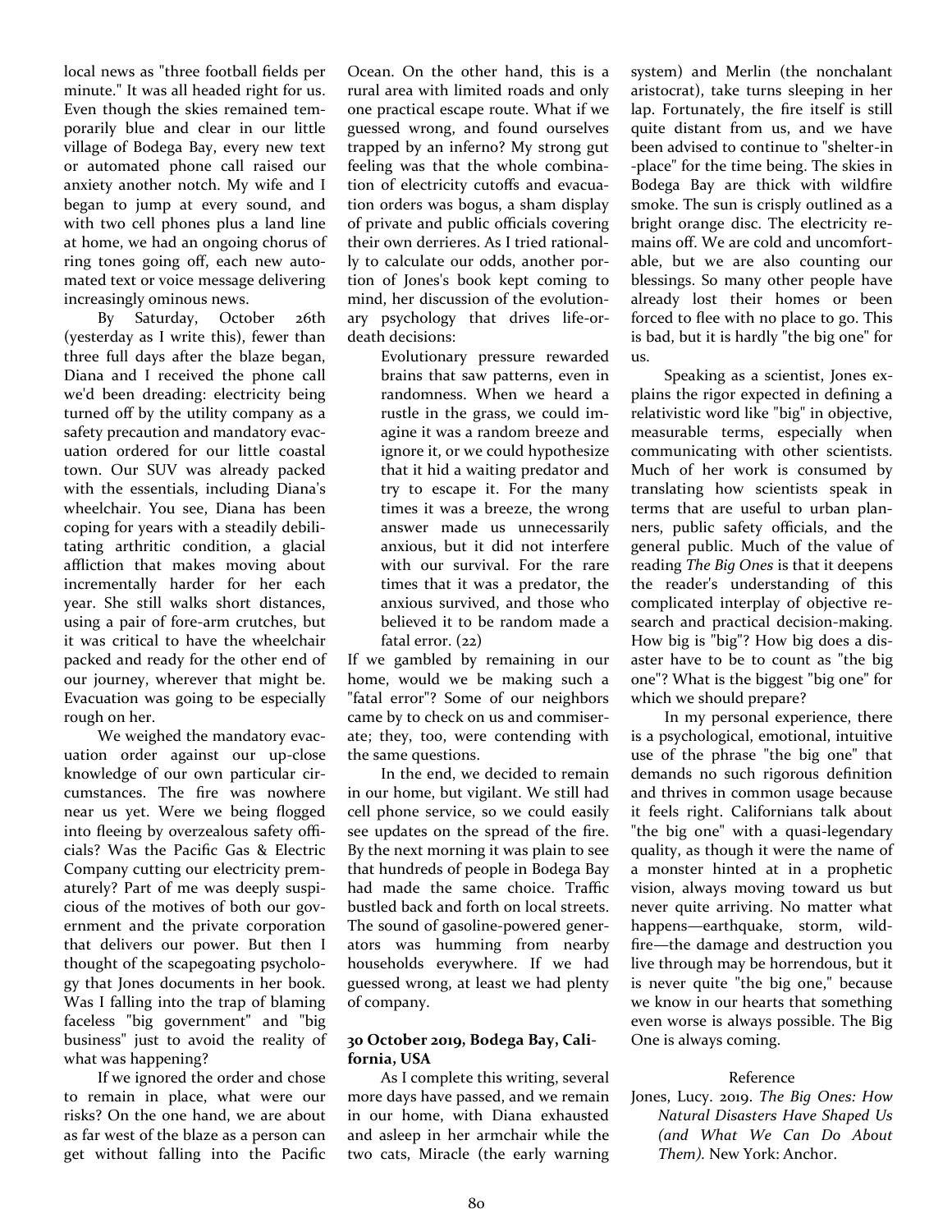local news as "three football fields per minute." It was all headed right for us. Even though the skies remained temporarily blue and clear in our little village of Bodega Bay, every new text or automated phone call raised our anxiety another notch. My wife and I began to jump at every sound, and with two cell phones plus a land line at home, we had an ongoing chorus of ring tones going off, each new automated text or voice message delivering increasingly ominous news.

By Saturday, October 26th (yesterday as I write this), fewer than three full days after the blaze began, Diana and I received the phone call we'd been dreading: electricity being turned off by the utility company as a safety precaution and mandatory evacuation ordered for our little coastal town. Our SUV was already packed with the essentials, including Diana's wheelchair. You see, Diana has been coping for years with a steadily debilitating arthritic condition, a glacial affliction that makes moving about incrementally harder for her each year. She still walks short distances, using a pair of fore-arm crutches, but it was critical to have the wheelchair packed and ready for the other end of our journey, wherever that might be. Evacuation was going to be especially rough on her.

We weighed the mandatory evacuation order against our up-close knowledge of our own particular circumstances. The fire was nowhere near us yet. Were we being flogged into fleeing by overzealous safety officials? Was the Pacific Gas & Electric Company cutting our electricity prematurely? Part of me was deeply suspicious of the motives of both our government and the private corporation that delivers our power. But then I thought of the scapegoating psychology that Jones documents in her book. Was I falling into the trap of blaming faceless "big government" and "big business" just to avoid the reality of what was happening?

If we ignored the order and chose to remain in place, what were our risks? On the one hand, we are about as far west of the blaze as a person can get without falling into the Pacific Ocean. On the other hand, this is a rural area with limited roads and only one practical escape route. What if we guessed wrong, and found ourselves trapped by an inferno? My strong gut feeling was that the whole combination of electricity cutoffs and evacuation orders was bogus, a sham display of private and public officials covering their own derrieres. As I tried rationally to calculate our odds, another portion of Jones's book kept coming to mind, her discussion of the evolutionary psychology that drives life-or-death decisions:

> Evolutionary pressure rewarded brains that saw patterns, even in randomness. When we heard a rustle in the grass, we could imagine it was a random breeze and ignore it, or we could hypothesize that it hid a waiting predator and try to escape it. For the many times it was a breeze, the wrong answer made us unnecessarily anxious, but it did not interfere with our survival. For the rare times that it was a predator, the anxious survived, and those who believed it to be random made a fatal error. (22)

If we gambled by remaining in our home, would we be making such a "fatal error"? Some of our neighbors came by to check on us and commiserate; they, too, were contending with the same questions.

In the end, we decided to remain in our home, but vigilant. We still had cell phone service, so we could easily see updates on the spread of the fire. By the next morning it was plain to see that hundreds of people in Bodega Bay had made the same choice. Traffic bustled back and forth on local streets. The sound of gasoline-powered generators was humming from nearby households everywhere. If we had guessed wrong, at least we had plenty of company.

**30 October 2019, Bodega Bay, California, USA**

As I complete this writing, several more days have passed, and we remain in our home, with Diana exhausted and asleep in her armchair while the two cats, Miracle (the early warning system) and Merlin (the nonchalant aristocrat), take turns sleeping in her lap. Fortunately, the fire itself is still quite distant from us, and we have been advised to continue to "shelter-in-place" for the time being. The skies in Bodega Bay are thick with wildfire smoke. The sun is crisply outlined as a bright orange disc. The electricity remains off. We are cold and uncomfortable, but we are also counting our blessings. So many other people have already lost their homes or been forced to flee with no place to go. This is bad, but it is hardly "the big one" for us.

Speaking as a scientist, Jones explains the rigor expected in defining a relativistic word like "big" in objective, measurable terms, especially when communicating with other scientists. Much of her work is consumed by translating how scientists speak in terms that are useful to urban planners, public safety officials, and the general public. Much of the value of reading *The Big Ones* is that it deepens the reader's understanding of this complicated interplay of objective research and practical decision-making. How big is "big"? How big does a disaster have to be to count as "the big one"? What is the biggest "big one" for which we should prepare?

In my personal experience, there is a psychological, emotional, intuitive use of the phrase "the big one" that demands no such rigorous definition and thrives in common usage because it feels right. Californians talk about "the big one" with a quasi-legendary quality, as though it were the name of a monster hinted at in a prophetic vision, always moving toward us but never quite arriving. No matter what happens—earthquake, storm, wildfire—the damage and destruction you live through may be horrendous, but it is never quite "the big one," because we know in our hearts that something even worse is always possible. The Big One is always coming.

Reference

Jones, Lucy. 2019. *The Big Ones: How Natural Disasters Have Shaped Us (and What We Can Do About Them).* New York: Anchor.